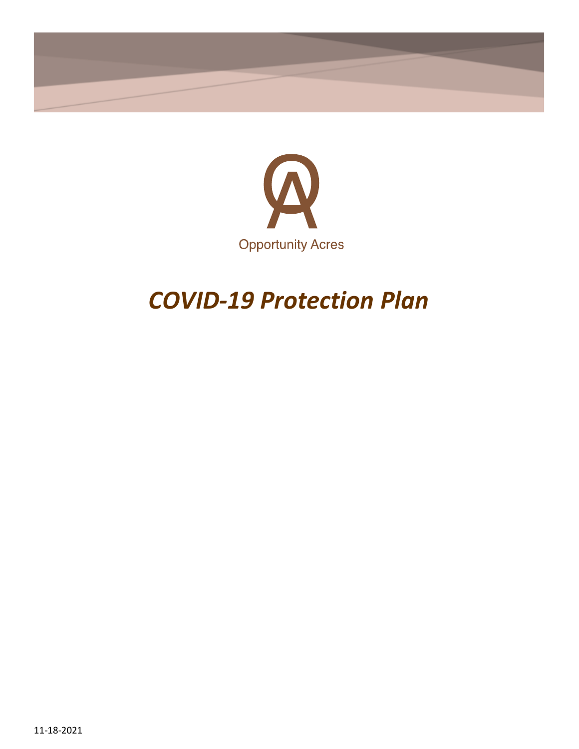Opportunity Acres

# *COVID-19 Protection Plan*

11-18-2021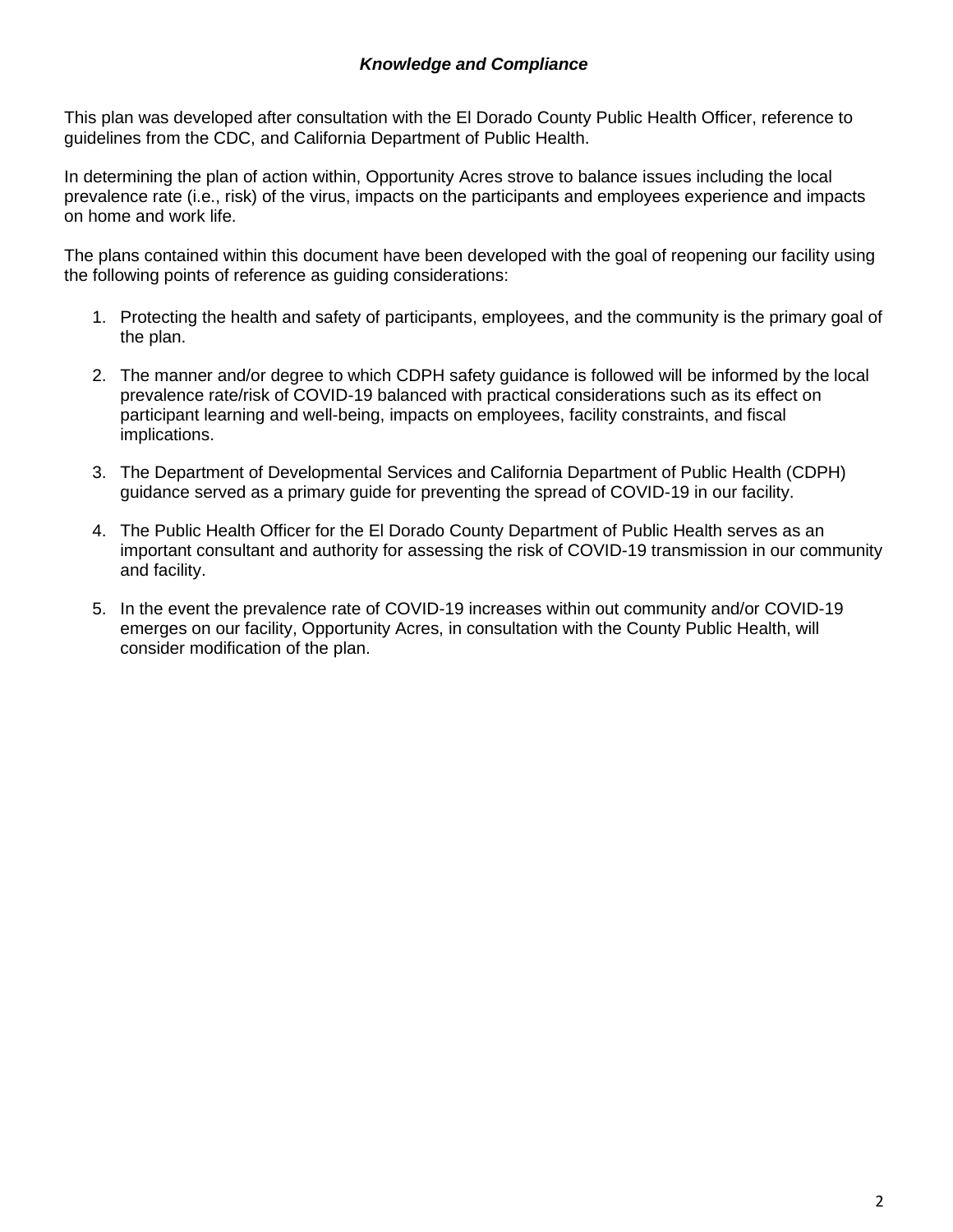### ***Knowledge and Compliance***

This plan was developed after consultation with the El Dorado County Public Health Officer, reference to guidelines from the CDC, and California Department of Public Health.

In determining the plan of action within, Opportunity Acres strove to balance issues including the local prevalence rate (i.e., risk) of the virus, impacts on the participants and employees experience and impacts on home and work life.

The plans contained within this document have been developed with the goal of reopening our facility using the following points of reference as guiding considerations:

1. Protecting the health and safety of participants, employees, and the community is the primary goal of the plan.

2. The manner and/or degree to which CDPH safety guidance is followed will be informed by the local prevalence rate/risk of COVID-19 balanced with practical considerations such as its effect on participant learning and well-being, impacts on employees, facility constraints, and fiscal implications.

3. The Department of Developmental Services and California Department of Public Health (CDPH) guidance served as a primary guide for preventing the spread of COVID-19 in our facility.

4. The Public Health Officer for the El Dorado County Department of Public Health serves as an important consultant and authority for assessing the risk of COVID-19 transmission in our community and facility.

5. In the event the prevalence rate of COVID-19 increases within out community and/or COVID-19 emerges on our facility, Opportunity Acres, in consultation with the County Public Health, will consider modification of the plan.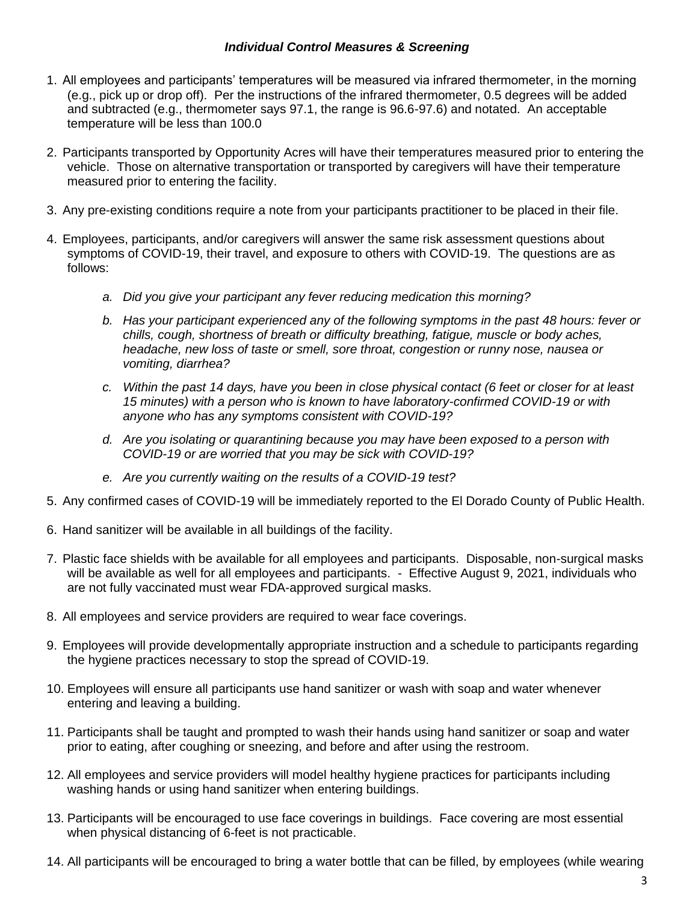### *Individual Control Measures & Screening*

1. All employees and participants' temperatures will be measured via infrared thermometer, in the morning (e.g., pick up or drop off). Per the instructions of the infrared thermometer, 0.5 degrees will be added and subtracted (e.g., thermometer says 97.1, the range is 96.6-97.6) and notated. An acceptable temperature will be less than 100.0

2. Participants transported by Opportunity Acres will have their temperatures measured prior to entering the vehicle. Those on alternative transportation or transported by caregivers will have their temperature measured prior to entering the facility.

3. Any pre-existing conditions require a note from your participants practitioner to be placed in their file.

4. Employees, participants, and/or caregivers will answer the same risk assessment questions about symptoms of COVID-19, their travel, and exposure to others with COVID-19. The questions are as follows:

   a. *Did you give your participant any fever reducing medication this morning?*

   b. *Has your participant experienced any of the following symptoms in the past 48 hours: fever or chills, cough, shortness of breath or difficulty breathing, fatigue, muscle or body aches, headache, new loss of taste or smell, sore throat, congestion or runny nose, nausea or vomiting, diarrhea?*

   c. *Within the past 14 days, have you been in close physical contact (6 feet or closer for at least 15 minutes) with a person who is known to have laboratory-confirmed COVID-19 or with anyone who has any symptoms consistent with COVID-19?*

   d. *Are you isolating or quarantining because you may have been exposed to a person with COVID-19 or are worried that you may be sick with COVID-19?*

   e. *Are you currently waiting on the results of a COVID-19 test?*

5. Any confirmed cases of COVID-19 will be immediately reported to the El Dorado County of Public Health.

6. Hand sanitizer will be available in all buildings of the facility.

7. Plastic face shields with be available for all employees and participants. Disposable, non-surgical masks will be available as well for all employees and participants. - Effective August 9, 2021, individuals who are not fully vaccinated must wear FDA-approved surgical masks.

8. All employees and service providers are required to wear face coverings.

9. Employees will provide developmentally appropriate instruction and a schedule to participants regarding the hygiene practices necessary to stop the spread of COVID-19.

10. Employees will ensure all participants use hand sanitizer or wash with soap and water whenever entering and leaving a building.

11. Participants shall be taught and prompted to wash their hands using hand sanitizer or soap and water prior to eating, after coughing or sneezing, and before and after using the restroom.

12. All employees and service providers will model healthy hygiene practices for participants including washing hands or using hand sanitizer when entering buildings.

13. Participants will be encouraged to use face coverings in buildings. Face covering are most essential when physical distancing of 6-feet is not practicable.

14. All participants will be encouraged to bring a water bottle that can be filled, by employees (while wearing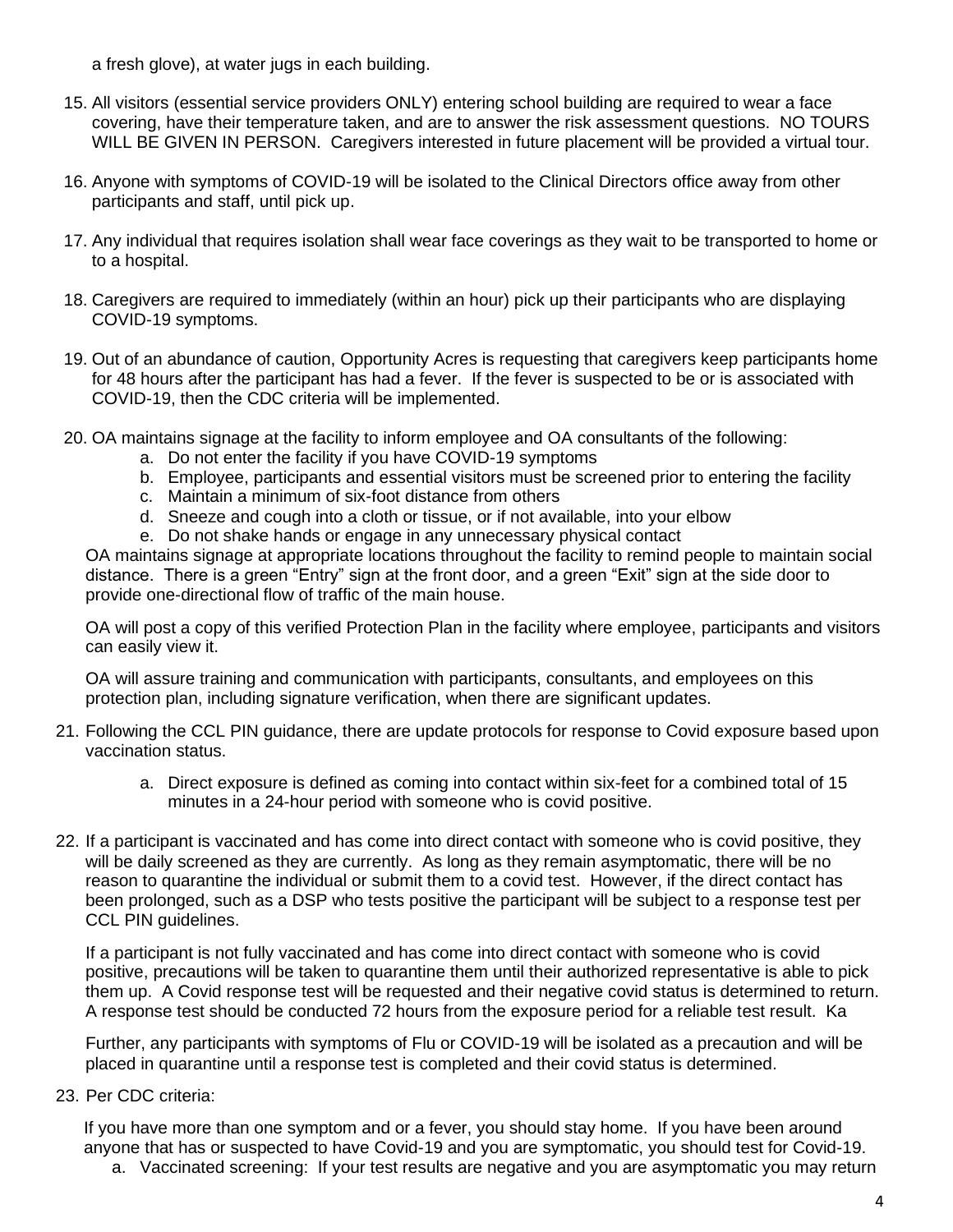a fresh glove), at water jugs in each building.

15. All visitors (essential service providers ONLY) entering school building are required to wear a face covering, have their temperature taken, and are to answer the risk assessment questions. NO TOURS WILL BE GIVEN IN PERSON. Caregivers interested in future placement will be provided a virtual tour.

16. Anyone with symptoms of COVID-19 will be isolated to the Clinical Directors office away from other participants and staff, until pick up.

17. Any individual that requires isolation shall wear face coverings as they wait to be transported to home or to a hospital.

18. Caregivers are required to immediately (within an hour) pick up their participants who are displaying COVID-19 symptoms.

19. Out of an abundance of caution, Opportunity Acres is requesting that caregivers keep participants home for 48 hours after the participant has had a fever. If the fever is suspected to be or is associated with COVID-19, then the CDC criteria will be implemented.

20. OA maintains signage at the facility to inform employee and OA consultants of the following:
    a. Do not enter the facility if you have COVID-19 symptoms
    b. Employee, participants and essential visitors must be screened prior to entering the facility
    c. Maintain a minimum of six-foot distance from others
    d. Sneeze and cough into a cloth or tissue, or if not available, into your elbow
    e. Do not shake hands or engage in any unnecessary physical contact

    OA maintains signage at appropriate locations throughout the facility to remind people to maintain social distance. There is a green "Entry" sign at the front door, and a green "Exit" sign at the side door to provide one-directional flow of traffic of the main house.

    OA will post a copy of this verified Protection Plan in the facility where employee, participants and visitors can easily view it.

    OA will assure training and communication with participants, consultants, and employees on this protection plan, including signature verification, when there are significant updates.

21. Following the CCL PIN guidance, there are update protocols for response to Covid exposure based upon vaccination status.

    a. Direct exposure is defined as coming into contact within six-feet for a combined total of 15 minutes in a 24-hour period with someone who is covid positive.

22. If a participant is vaccinated and has come into direct contact with someone who is covid positive, they will be daily screened as they are currently. As long as they remain asymptomatic, there will be no reason to quarantine the individual or submit them to a covid test. However, if the direct contact has been prolonged, such as a DSP who tests positive the participant will be subject to a response test per CCL PIN guidelines.

    If a participant is not fully vaccinated and has come into direct contact with someone who is covid positive, precautions will be taken to quarantine them until their authorized representative is able to pick them up. A Covid response test will be requested and their negative covid status is determined to return. A response test should be conducted 72 hours from the exposure period for a reliable test result. Ka

    Further, any participants with symptoms of Flu or COVID-19 will be isolated as a precaution and will be placed in quarantine until a response test is completed and their covid status is determined.

23. Per CDC criteria:

    If you have more than one symptom and or a fever, you should stay home. If you have been around anyone that has or suspected to have Covid-19 and you are symptomatic, you should test for Covid-19.
    a. Vaccinated screening: If your test results are negative and you are asymptomatic you may return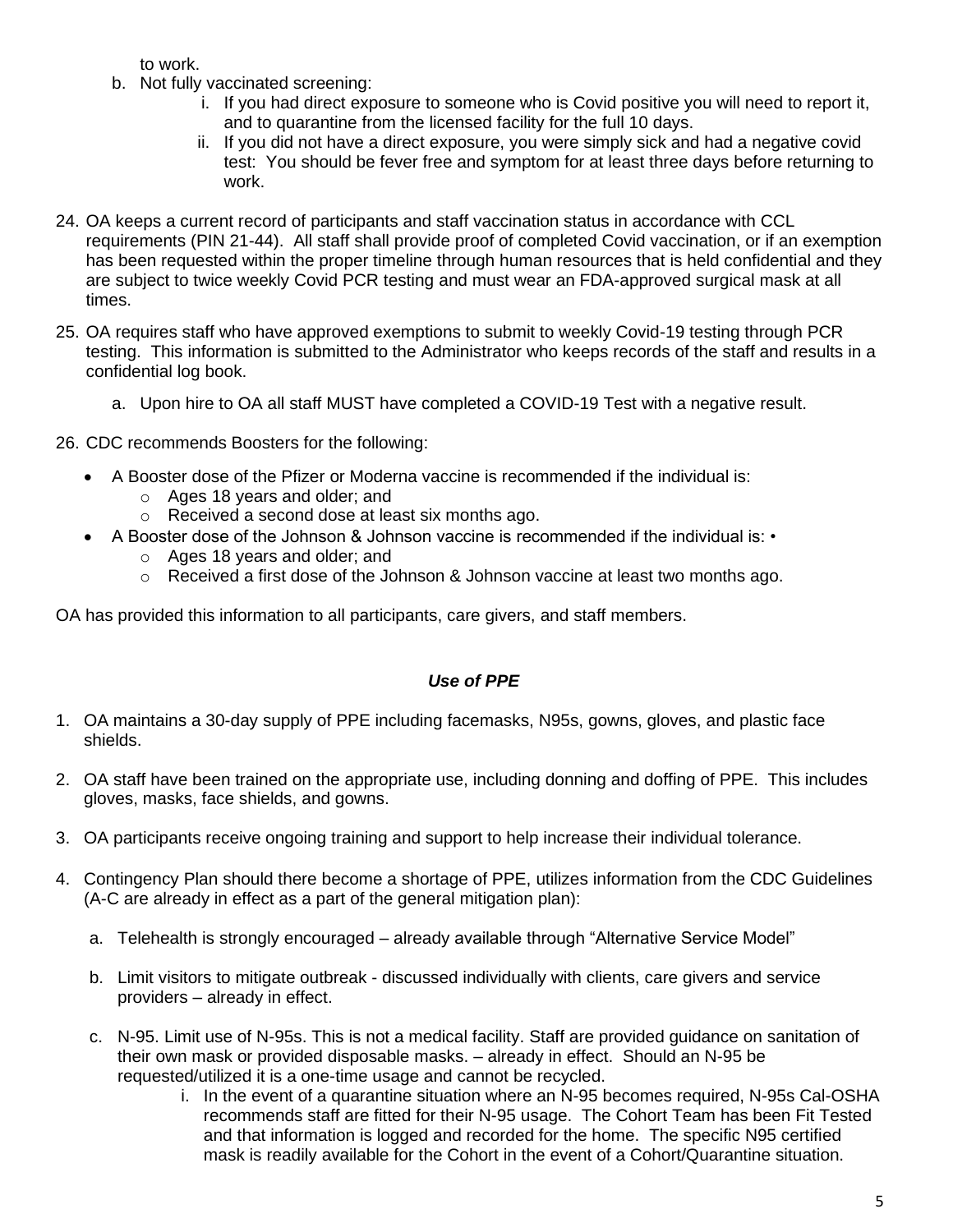to work.

b. Not fully vaccinated screening:
   i. If you had direct exposure to someone who is Covid positive you will need to report it, and to quarantine from the licensed facility for the full 10 days.
   ii. If you did not have a direct exposure, you were simply sick and had a negative covid test: You should be fever free and symptom for at least three days before returning to work.

24. OA keeps a current record of participants and staff vaccination status in accordance with CCL requirements (PIN 21-44). All staff shall provide proof of completed Covid vaccination, or if an exemption has been requested within the proper timeline through human resources that is held confidential and they are subject to twice weekly Covid PCR testing and must wear an FDA-approved surgical mask at all times.

25. OA requires staff who have approved exemptions to submit to weekly Covid-19 testing through PCR testing. This information is submitted to the Administrator who keeps records of the staff and results in a confidential log book.

    a. Upon hire to OA all staff MUST have completed a COVID-19 Test with a negative result.

26. CDC recommends Boosters for the following:

- A Booster dose of the Pfizer or Moderna vaccine is recommended if the individual is:
  - Ages 18 years and older; and
  - Received a second dose at least six months ago.
- A Booster dose of the Johnson & Johnson vaccine is recommended if the individual is: •
  - Ages 18 years and older; and
  - Received a first dose of the Johnson & Johnson vaccine at least two months ago.

OA has provided this information to all participants, care givers, and staff members.

***Use of PPE***

1. OA maintains a 30-day supply of PPE including facemasks, N95s, gowns, gloves, and plastic face shields.

2. OA staff have been trained on the appropriate use, including donning and doffing of PPE. This includes gloves, masks, face shields, and gowns.

3. OA participants receive ongoing training and support to help increase their individual tolerance.

4. Contingency Plan should there become a shortage of PPE, utilizes information from the CDC Guidelines (A-C are already in effect as a part of the general mitigation plan):

   a. Telehealth is strongly encouraged – already available through "Alternative Service Model"

   b. Limit visitors to mitigate outbreak - discussed individually with clients, care givers and service providers – already in effect.

   c. N-95. Limit use of N-95s. This is not a medical facility. Staff are provided guidance on sanitation of their own mask or provided disposable masks. – already in effect. Should an N-95 be requested/utilized it is a one-time usage and cannot be recycled.
      i. In the event of a quarantine situation where an N-95 becomes required, N-95s Cal-OSHA recommends staff are fitted for their N-95 usage. The Cohort Team has been Fit Tested and that information is logged and recorded for the home. The specific N95 certified mask is readily available for the Cohort in the event of a Cohort/Quarantine situation.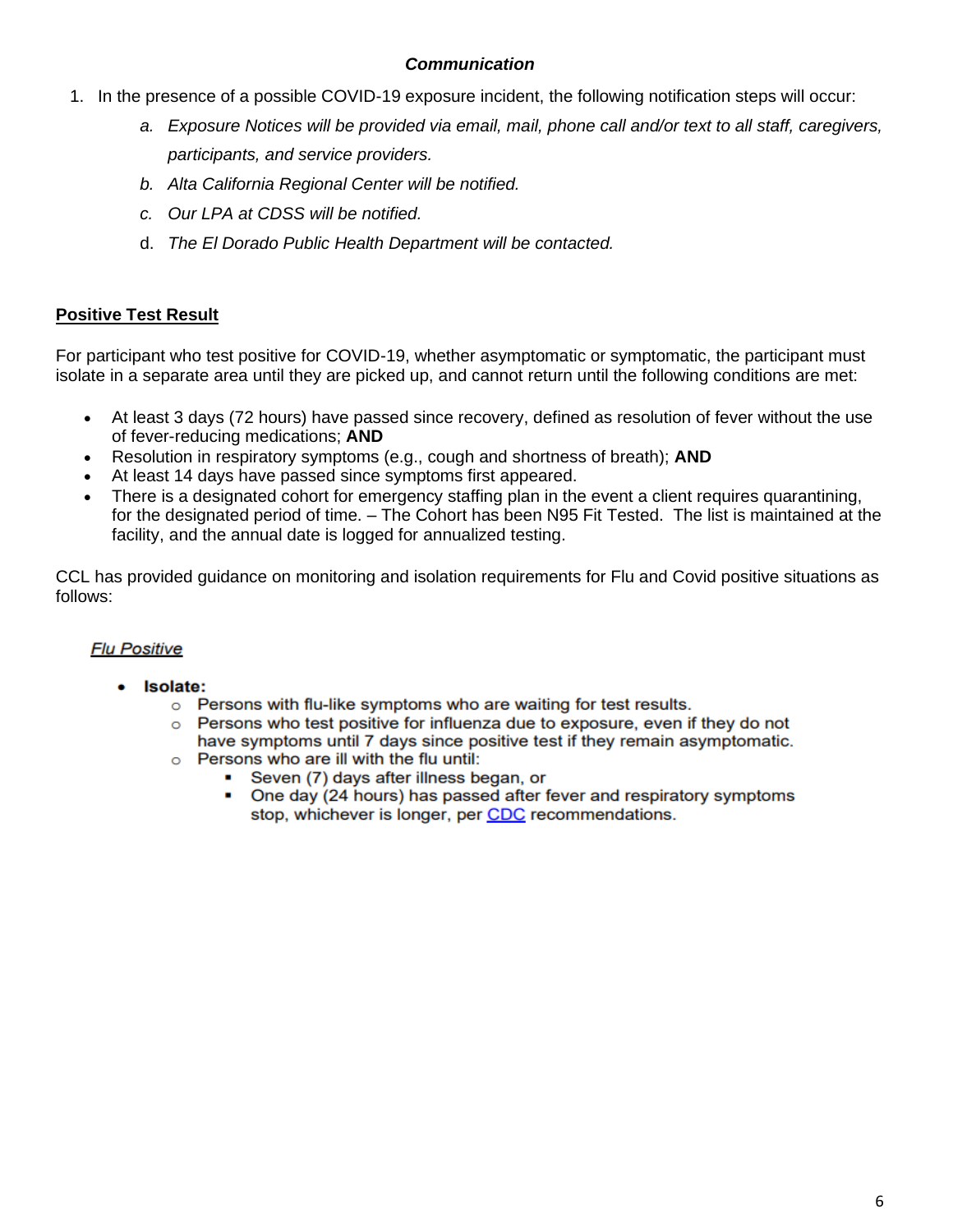### ***Communication***

1. In the presence of a possible COVID-19 exposure incident, the following notification steps will occur:
   a. *Exposure Notices will be provided via email, mail, phone call and/or text to all staff, caregivers, participants, and service providers.*
   b. *Alta California Regional Center will be notified.*
   c. *Our LPA at CDSS will be notified.*
   d. *The El Dorado Public Health Department will be contacted.*

**<u>Positive Test Result</u>**

For participant who test positive for COVID-19, whether asymptomatic or symptomatic, the participant must isolate in a separate area until they are picked up, and cannot return until the following conditions are met:

- At least 3 days (72 hours) have passed since recovery, defined as resolution of fever without the use of fever-reducing medications; **AND**
- Resolution in respiratory symptoms (e.g., cough and shortness of breath); **AND**
- At least 14 days have passed since symptoms first appeared.
- There is a designated cohort for emergency staffing plan in the event a client requires quarantining, for the designated period of time. – The Cohort has been N95 Fit Tested. The list is maintained at the facility, and the annual date is logged for annualized testing.

CCL has provided guidance on monitoring and isolation requirements for Flu and Covid positive situations as follows:

*<u>Flu Positive</u>*

- **Isolate:**
  - Persons with flu-like symptoms who are waiting for test results.
  - Persons who test positive for influenza due to exposure, even if they do not have symptoms until 7 days since positive test if they remain asymptomatic.
  - Persons who are ill with the flu until:
    - Seven (7) days after illness began, or
    - One day (24 hours) has passed after fever and respiratory symptoms stop, whichever is longer, per CDC recommendations.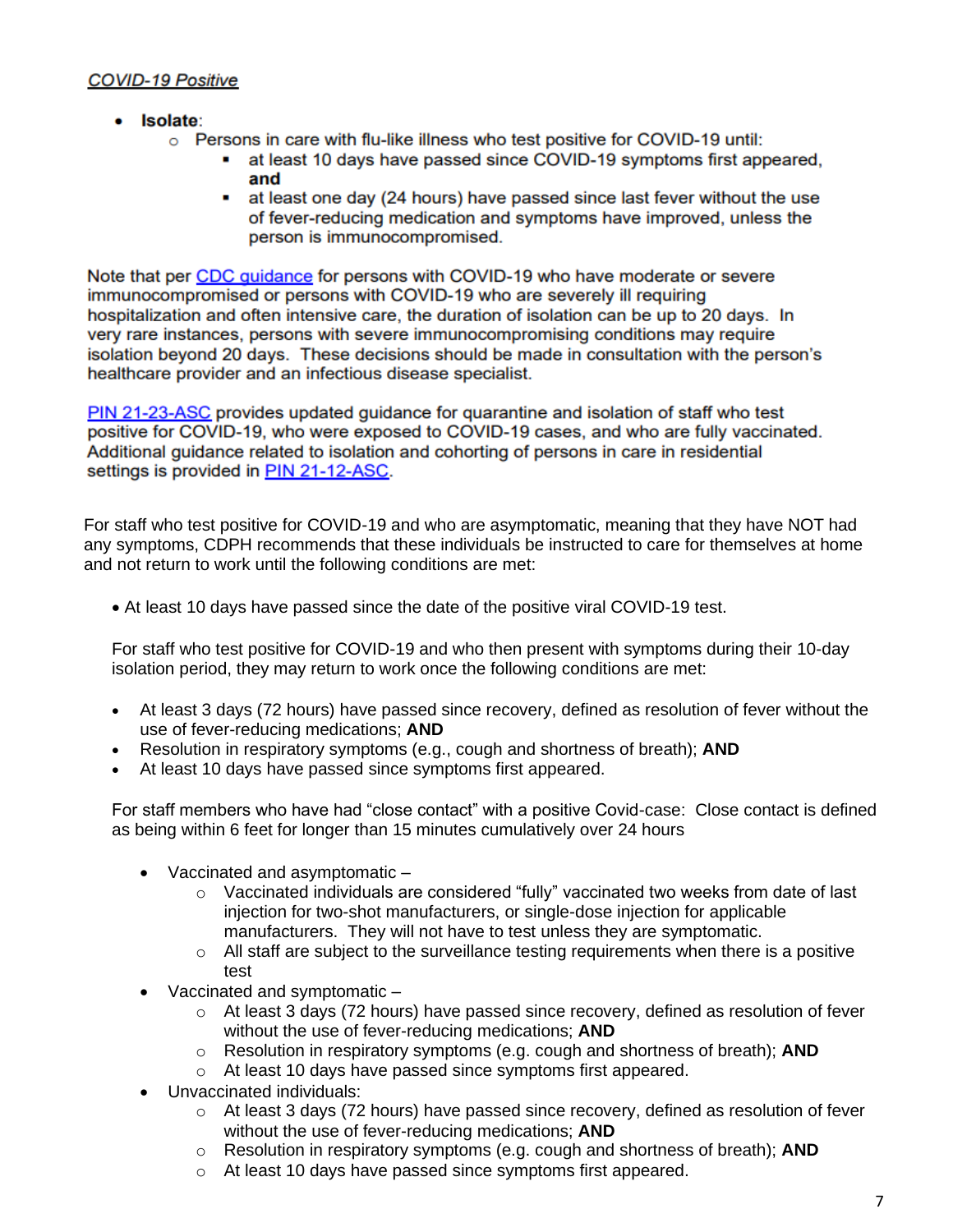*COVID-19 Positive*

- **Isolate**:
  - Persons in care with flu-like illness who test positive for COVID-19 until:
    - at least 10 days have passed since COVID-19 symptoms first appeared, **and**
    - at least one day (24 hours) have passed since last fever without the use of fever-reducing medication and symptoms have improved, unless the person is immunocompromised.

Note that per [CDC guidance](#) for persons with COVID-19 who have moderate or severe immunocompromised or persons with COVID-19 who are severely ill requiring hospitalization and often intensive care, the duration of isolation can be up to 20 days. In very rare instances, persons with severe immunocompromising conditions may require isolation beyond 20 days. These decisions should be made in consultation with the person's healthcare provider and an infectious disease specialist.

[PIN 21-23-ASC](#) provides updated guidance for quarantine and isolation of staff who test positive for COVID-19, who were exposed to COVID-19 cases, and who are fully vaccinated. Additional guidance related to isolation and cohorting of persons in care in residential settings is provided in [PIN 21-12-ASC](#).

For staff who test positive for COVID-19 and who are asymptomatic, meaning that they have NOT had any symptoms, CDPH recommends that these individuals be instructed to care for themselves at home and not return to work until the following conditions are met:

- At least 10 days have passed since the date of the positive viral COVID-19 test.

For staff who test positive for COVID-19 and who then present with symptoms during their 10-day isolation period, they may return to work once the following conditions are met:

- At least 3 days (72 hours) have passed since recovery, defined as resolution of fever without the use of fever-reducing medications; **AND**
- Resolution in respiratory symptoms (e.g., cough and shortness of breath); **AND**
- At least 10 days have passed since symptoms first appeared.

For staff members who have had "close contact" with a positive Covid-case: Close contact is defined as being within 6 feet for longer than 15 minutes cumulatively over 24 hours

- Vaccinated and asymptomatic –
  - Vaccinated individuals are considered "fully" vaccinated two weeks from date of last injection for two-shot manufacturers, or single-dose injection for applicable manufacturers. They will not have to test unless they are symptomatic.
  - All staff are subject to the surveillance testing requirements when there is a positive test
- Vaccinated and symptomatic –
  - At least 3 days (72 hours) have passed since recovery, defined as resolution of fever without the use of fever-reducing medications; **AND**
  - Resolution in respiratory symptoms (e.g. cough and shortness of breath); **AND**
  - At least 10 days have passed since symptoms first appeared.
- Unvaccinated individuals:
  - At least 3 days (72 hours) have passed since recovery, defined as resolution of fever without the use of fever-reducing medications; **AND**
  - Resolution in respiratory symptoms (e.g. cough and shortness of breath); **AND**
  - At least 10 days have passed since symptoms first appeared.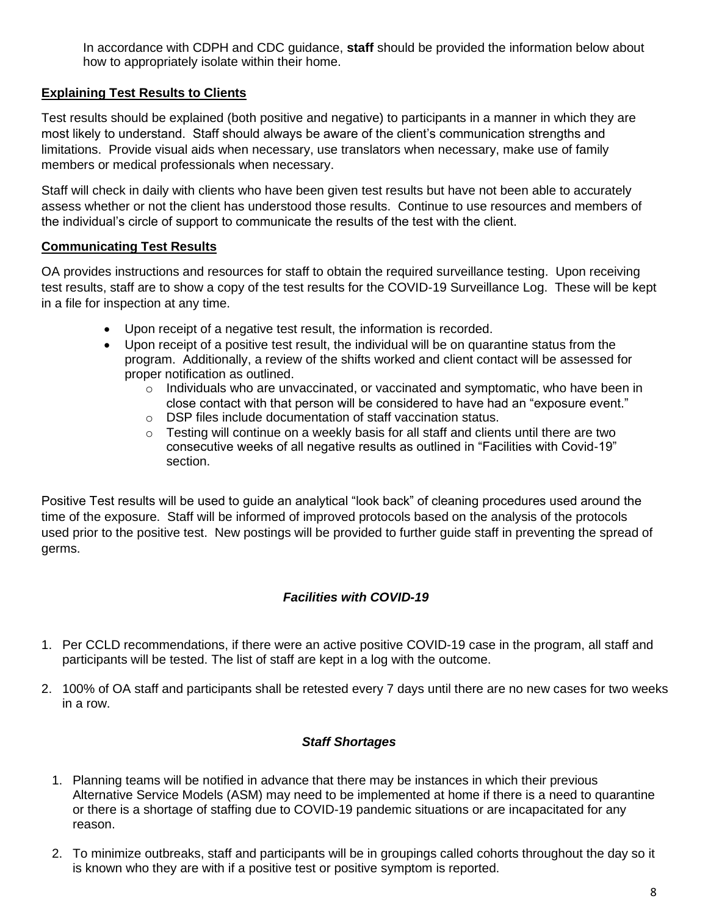In accordance with CDPH and CDC guidance, **staff** should be provided the information below about how to appropriately isolate within their home.

**Explaining Test Results to Clients**

Test results should be explained (both positive and negative) to participants in a manner in which they are most likely to understand. Staff should always be aware of the client's communication strengths and limitations. Provide visual aids when necessary, use translators when necessary, make use of family members or medical professionals when necessary.

Staff will check in daily with clients who have been given test results but have not been able to accurately assess whether or not the client has understood those results. Continue to use resources and members of the individual's circle of support to communicate the results of the test with the client.

**Communicating Test Results**

OA provides instructions and resources for staff to obtain the required surveillance testing. Upon receiving test results, staff are to show a copy of the test results for the COVID-19 Surveillance Log. These will be kept in a file for inspection at any time.

- Upon receipt of a negative test result, the information is recorded.
- Upon receipt of a positive test result, the individual will be on quarantine status from the program. Additionally, a review of the shifts worked and client contact will be assessed for proper notification as outlined.
  - Individuals who are unvaccinated, or vaccinated and symptomatic, who have been in close contact with that person will be considered to have had an "exposure event."
  - DSP files include documentation of staff vaccination status.
  - Testing will continue on a weekly basis for all staff and clients until there are two consecutive weeks of all negative results as outlined in "Facilities with Covid-19" section.

Positive Test results will be used to guide an analytical "look back" of cleaning procedures used around the time of the exposure. Staff will be informed of improved protocols based on the analysis of the protocols used prior to the positive test. New postings will be provided to further guide staff in preventing the spread of germs.

### *Facilities with COVID-19*

1. Per CCLD recommendations, if there were an active positive COVID-19 case in the program, all staff and participants will be tested. The list of staff are kept in a log with the outcome.
2. 100% of OA staff and participants shall be retested every 7 days until there are no new cases for two weeks in a row.

### *Staff Shortages*

1. Planning teams will be notified in advance that there may be instances in which their previous Alternative Service Models (ASM) may need to be implemented at home if there is a need to quarantine or there is a shortage of staffing due to COVID-19 pandemic situations or are incapacitated for any reason.
2. To minimize outbreaks, staff and participants will be in groupings called cohorts throughout the day so it is known who they are with if a positive test or positive symptom is reported.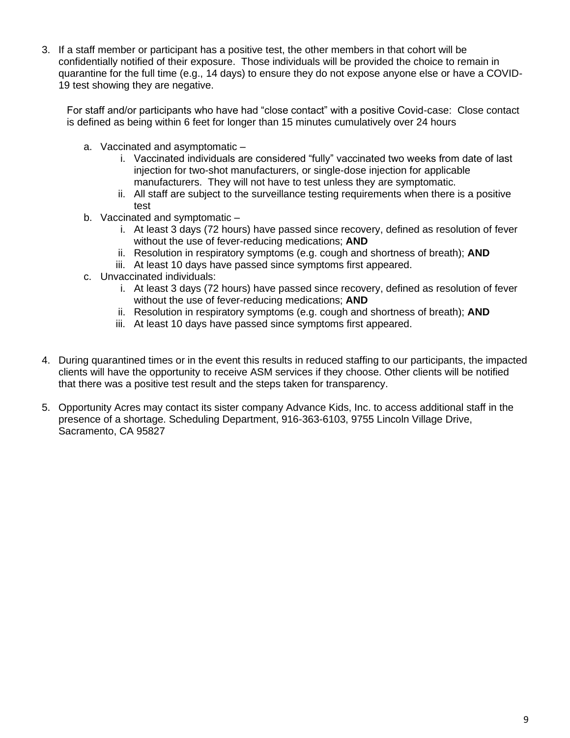3. If a staff member or participant has a positive test, the other members in that cohort will be confidentially notified of their exposure. Those individuals will be provided the choice to remain in quarantine for the full time (e.g., 14 days) to ensure they do not expose anyone else or have a COVID-19 test showing they are negative.

   For staff and/or participants who have had "close contact" with a positive Covid-case: Close contact is defined as being within 6 feet for longer than 15 minutes cumulatively over 24 hours

   a. Vaccinated and asymptomatic –
      i. Vaccinated individuals are considered "fully" vaccinated two weeks from date of last injection for two-shot manufacturers, or single-dose injection for applicable manufacturers. They will not have to test unless they are symptomatic.
      ii. All staff are subject to the surveillance testing requirements when there is a positive test
   b. Vaccinated and symptomatic –
      i. At least 3 days (72 hours) have passed since recovery, defined as resolution of fever without the use of fever-reducing medications; **AND**
      ii. Resolution in respiratory symptoms (e.g. cough and shortness of breath); **AND**
      iii. At least 10 days have passed since symptoms first appeared.
   c. Unvaccinated individuals:
      i. At least 3 days (72 hours) have passed since recovery, defined as resolution of fever without the use of fever-reducing medications; **AND**
      ii. Resolution in respiratory symptoms (e.g. cough and shortness of breath); **AND**
      iii. At least 10 days have passed since symptoms first appeared.

4. During quarantined times or in the event this results in reduced staffing to our participants, the impacted clients will have the opportunity to receive ASM services if they choose. Other clients will be notified that there was a positive test result and the steps taken for transparency.

5. Opportunity Acres may contact its sister company Advance Kids, Inc. to access additional staff in the presence of a shortage. Scheduling Department, 916-363-6103, 9755 Lincoln Village Drive, Sacramento, CA 95827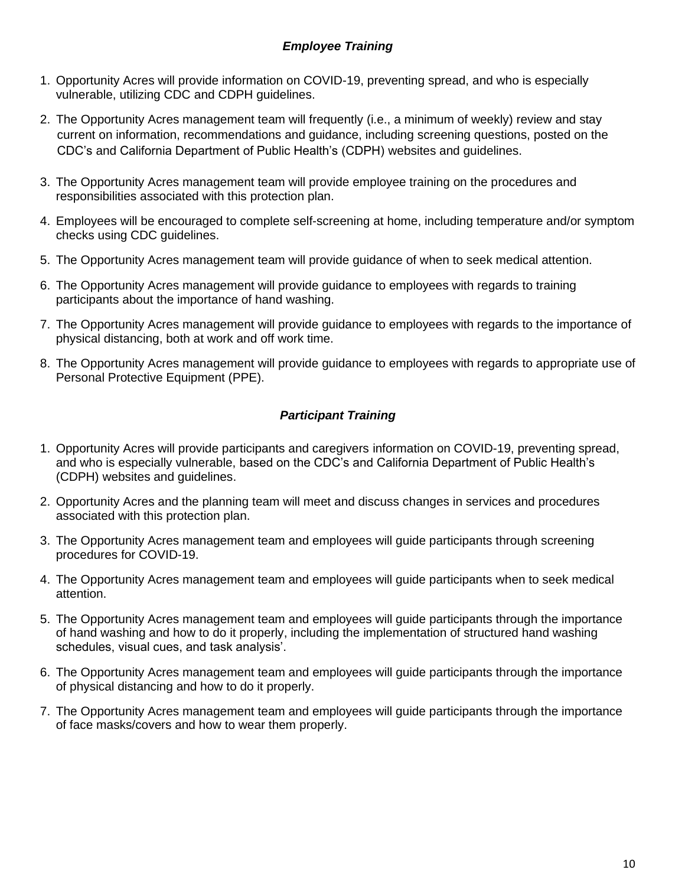### *Employee Training*

1. Opportunity Acres will provide information on COVID-19, preventing spread, and who is especially vulnerable, utilizing CDC and CDPH guidelines.
2. The Opportunity Acres management team will frequently (i.e., a minimum of weekly) review and stay current on information, recommendations and guidance, including screening questions, posted on the CDC's and California Department of Public Health's (CDPH) websites and guidelines.
3. The Opportunity Acres management team will provide employee training on the procedures and responsibilities associated with this protection plan.
4. Employees will be encouraged to complete self-screening at home, including temperature and/or symptom checks using CDC guidelines.
5. The Opportunity Acres management team will provide guidance of when to seek medical attention.
6. The Opportunity Acres management will provide guidance to employees with regards to training participants about the importance of hand washing.
7. The Opportunity Acres management will provide guidance to employees with regards to the importance of physical distancing, both at work and off work time.
8. The Opportunity Acres management will provide guidance to employees with regards to appropriate use of Personal Protective Equipment (PPE).

### *Participant Training*

1. Opportunity Acres will provide participants and caregivers information on COVID-19, preventing spread, and who is especially vulnerable, based on the CDC's and California Department of Public Health's (CDPH) websites and guidelines.
2. Opportunity Acres and the planning team will meet and discuss changes in services and procedures associated with this protection plan.
3. The Opportunity Acres management team and employees will guide participants through screening procedures for COVID-19.
4. The Opportunity Acres management team and employees will guide participants when to seek medical attention.
5. The Opportunity Acres management team and employees will guide participants through the importance of hand washing and how to do it properly, including the implementation of structured hand washing schedules, visual cues, and task analysis'.
6. The Opportunity Acres management team and employees will guide participants through the importance of physical distancing and how to do it properly.
7. The Opportunity Acres management team and employees will guide participants through the importance of face masks/covers and how to wear them properly.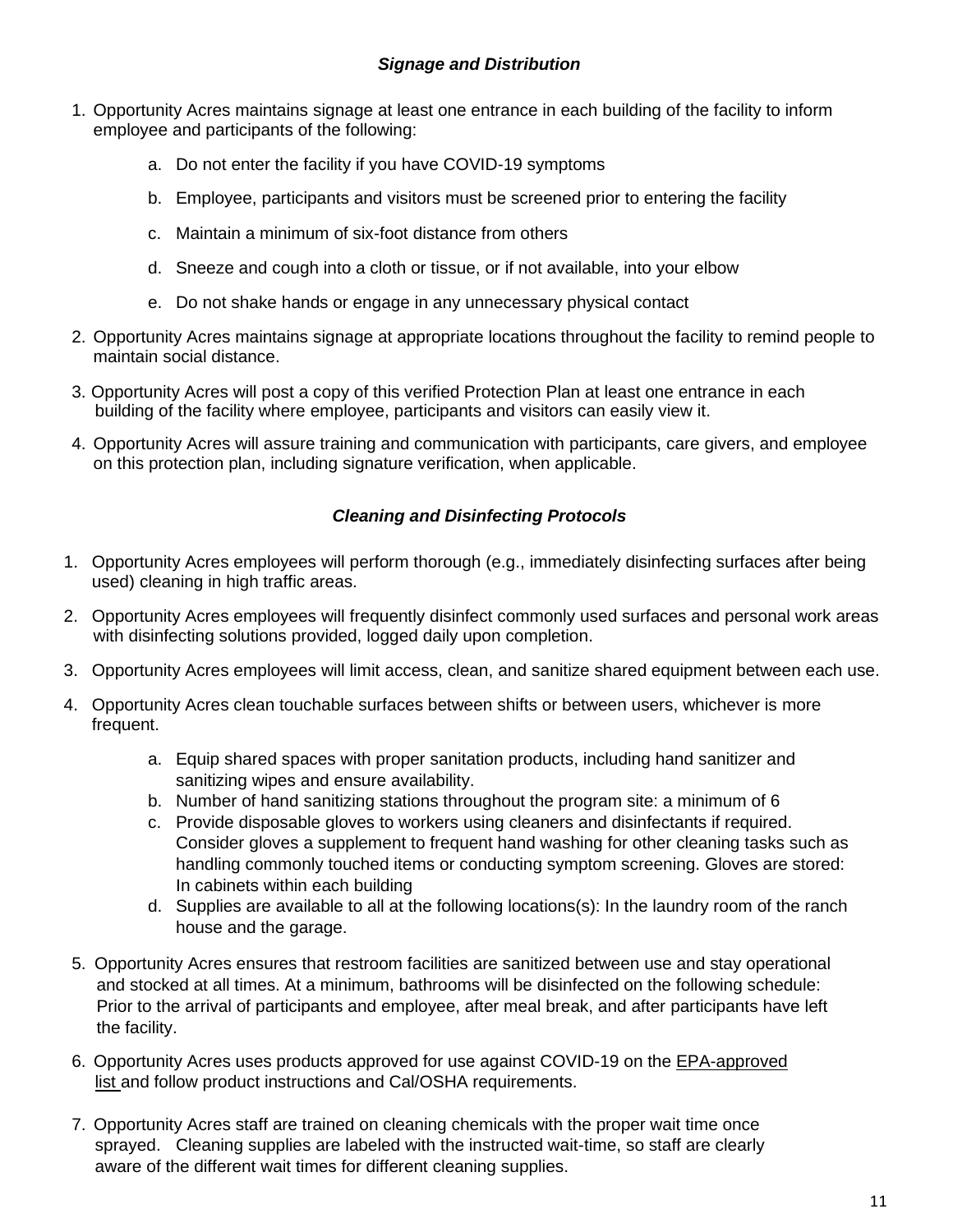### ***Signage and Distribution***

1. Opportunity Acres maintains signage at least one entrance in each building of the facility to inform employee and participants of the following:
    a. Do not enter the facility if you have COVID-19 symptoms
    b. Employee, participants and visitors must be screened prior to entering the facility
    c. Maintain a minimum of six-foot distance from others
    d. Sneeze and cough into a cloth or tissue, or if not available, into your elbow
    e. Do not shake hands or engage in any unnecessary physical contact
2. Opportunity Acres maintains signage at appropriate locations throughout the facility to remind people to maintain social distance.
3. Opportunity Acres will post a copy of this verified Protection Plan at least one entrance in each building of the facility where employee, participants and visitors can easily view it.
4. Opportunity Acres will assure training and communication with participants, care givers, and employee on this protection plan, including signature verification, when applicable.

### ***Cleaning and Disinfecting Protocols***

1. Opportunity Acres employees will perform thorough (e.g., immediately disinfecting surfaces after being used) cleaning in high traffic areas.
2. Opportunity Acres employees will frequently disinfect commonly used surfaces and personal work areas with disinfecting solutions provided, logged daily upon completion.
3. Opportunity Acres employees will limit access, clean, and sanitize shared equipment between each use.
4. Opportunity Acres clean touchable surfaces between shifts or between users, whichever is more frequent.
    a. Equip shared spaces with proper sanitation products, including hand sanitizer and sanitizing wipes and ensure availability.
    b. Number of hand sanitizing stations throughout the program site: a minimum of 6
    c. Provide disposable gloves to workers using cleaners and disinfectants if required. Consider gloves a supplement to frequent hand washing for other cleaning tasks such as handling commonly touched items or conducting symptom screening. Gloves are stored: In cabinets within each building
    d. Supplies are available to all at the following locations(s): In the laundry room of the ranch house and the garage.
5. Opportunity Acres ensures that restroom facilities are sanitized between use and stay operational and stocked at all times. At a minimum, bathrooms will be disinfected on the following schedule: Prior to the arrival of participants and employee, after meal break, and after participants have left the facility.
6. Opportunity Acres uses products approved for use against COVID-19 on the EPA-approved list and follow product instructions and Cal/OSHA requirements.
7. Opportunity Acres staff are trained on cleaning chemicals with the proper wait time once sprayed. Cleaning supplies are labeled with the instructed wait-time, so staff are clearly aware of the different wait times for different cleaning supplies.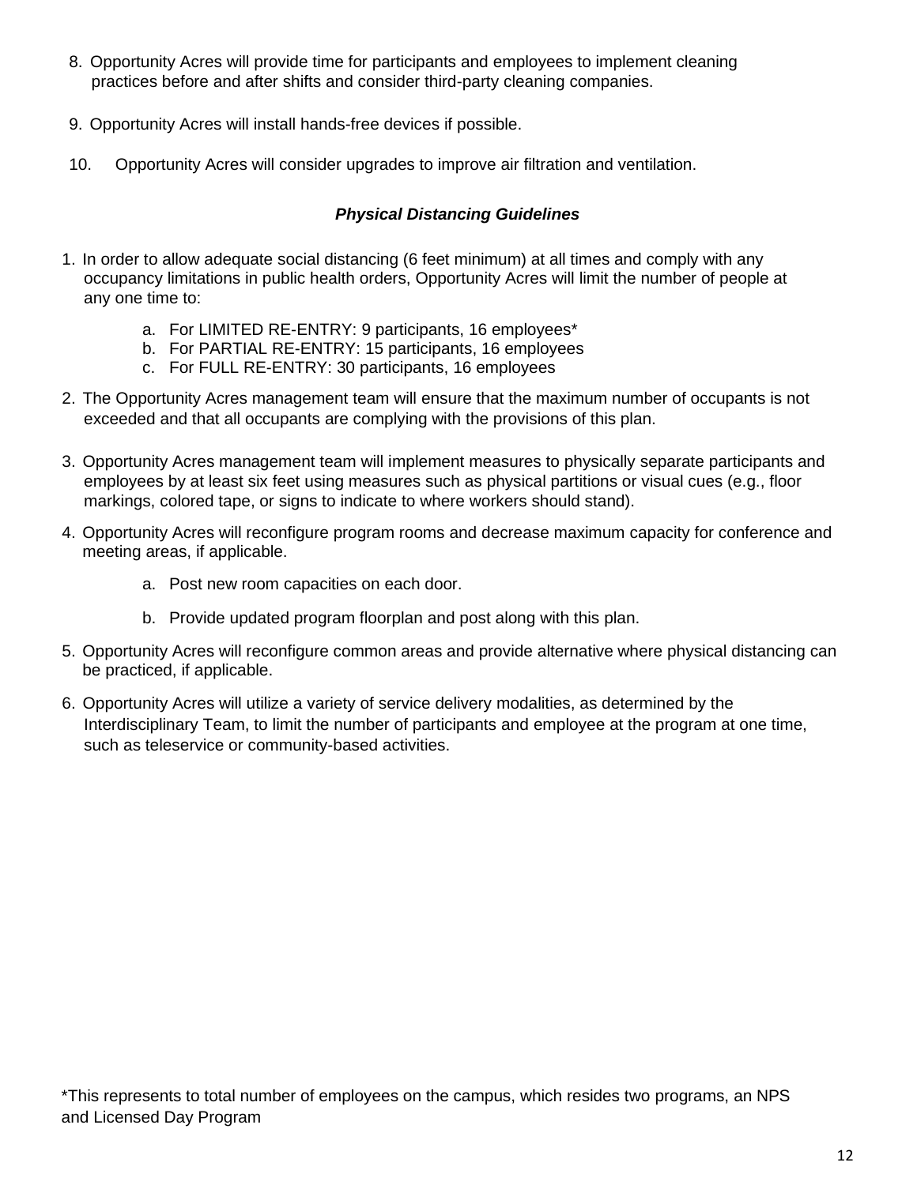8. Opportunity Acres will provide time for participants and employees to implement cleaning practices before and after shifts and consider third-party cleaning companies.

9. Opportunity Acres will install hands-free devices if possible.

10. Opportunity Acres will consider upgrades to improve air filtration and ventilation.

***Physical Distancing Guidelines***

1. In order to allow adequate social distancing (6 feet minimum) at all times and comply with any occupancy limitations in public health orders, Opportunity Acres will limit the number of people at any one time to:
    a. For LIMITED RE-ENTRY: 9 participants, 16 employees*
    b. For PARTIAL RE-ENTRY: 15 participants, 16 employees
    c. For FULL RE-ENTRY: 30 participants, 16 employees

2. The Opportunity Acres management team will ensure that the maximum number of occupants is not exceeded and that all occupants are complying with the provisions of this plan.

3. Opportunity Acres management team will implement measures to physically separate participants and employees by at least six feet using measures such as physical partitions or visual cues (e.g., floor markings, colored tape, or signs to indicate to where workers should stand).

4. Opportunity Acres will reconfigure program rooms and decrease maximum capacity for conference and meeting areas, if applicable.
    a. Post new room capacities on each door.
    b. Provide updated program floorplan and post along with this plan.

5. Opportunity Acres will reconfigure common areas and provide alternative where physical distancing can be practiced, if applicable.

6. Opportunity Acres will utilize a variety of service delivery modalities, as determined by the Interdisciplinary Team, to limit the number of participants and employee at the program at one time, such as teleservice or community-based activities.

*This represents to total number of employees on the campus, which resides two programs, an NPS and Licensed Day Program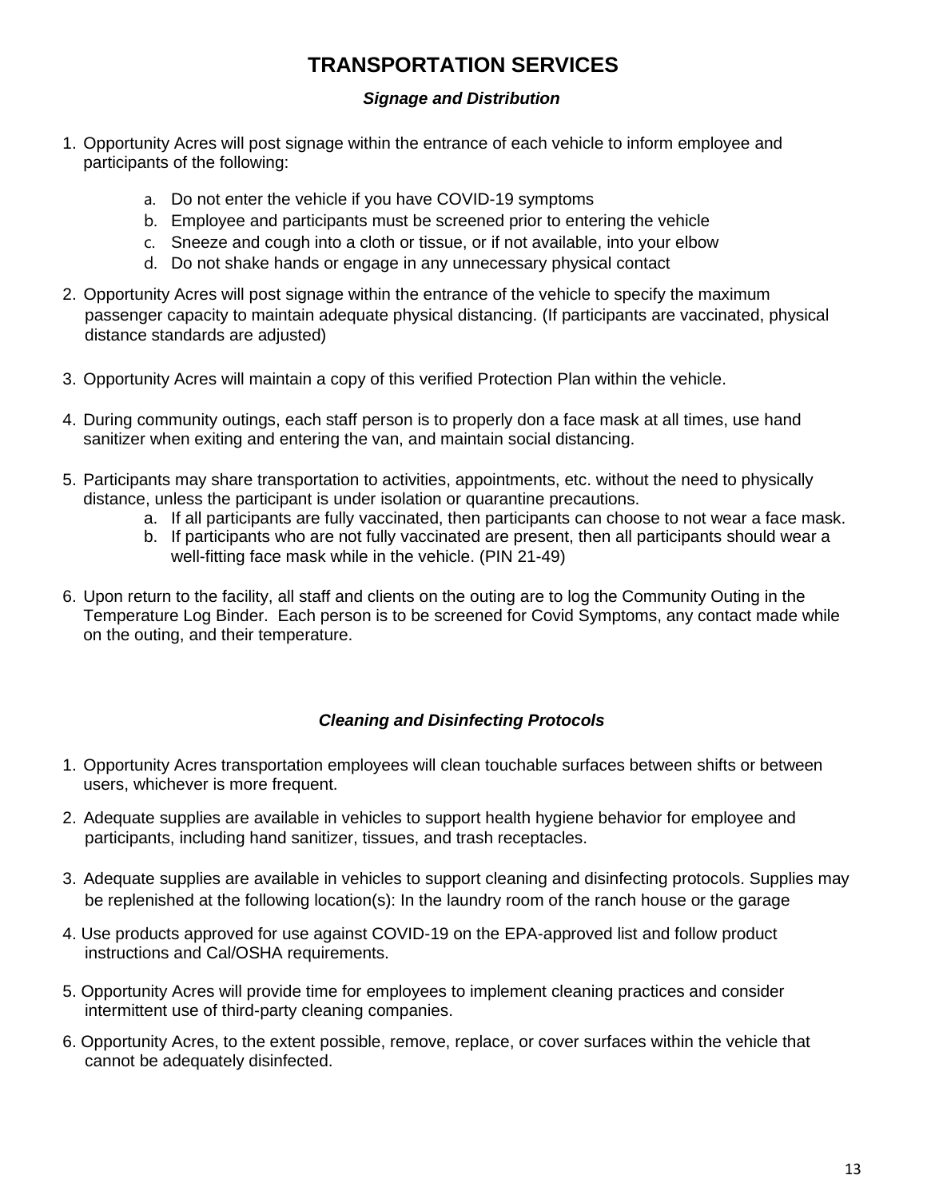# TRANSPORTATION SERVICES

### *Signage and Distribution*

1. Opportunity Acres will post signage within the entrance of each vehicle to inform employee and participants of the following:
   a. Do not enter the vehicle if you have COVID-19 symptoms
   b. Employee and participants must be screened prior to entering the vehicle
   c. Sneeze and cough into a cloth or tissue, or if not available, into your elbow
   d. Do not shake hands or engage in any unnecessary physical contact

2. Opportunity Acres will post signage within the entrance of the vehicle to specify the maximum passenger capacity to maintain adequate physical distancing. (If participants are vaccinated, physical distance standards are adjusted)

3. Opportunity Acres will maintain a copy of this verified Protection Plan within the vehicle.

4. During community outings, each staff person is to properly don a face mask at all times, use hand sanitizer when exiting and entering the van, and maintain social distancing.

5. Participants may share transportation to activities, appointments, etc. without the need to physically distance, unless the participant is under isolation or quarantine precautions.
   a. If all participants are fully vaccinated, then participants can choose to not wear a face mask.
   b. If participants who are not fully vaccinated are present, then all participants should wear a well-fitting face mask while in the vehicle. (PIN 21-49)

6. Upon return to the facility, all staff and clients on the outing are to log the Community Outing in the Temperature Log Binder. Each person is to be screened for Covid Symptoms, any contact made while on the outing, and their temperature.

### *Cleaning and Disinfecting Protocols*

1. Opportunity Acres transportation employees will clean touchable surfaces between shifts or between users, whichever is more frequent.

2. Adequate supplies are available in vehicles to support health hygiene behavior for employee and participants, including hand sanitizer, tissues, and trash receptacles.

3. Adequate supplies are available in vehicles to support cleaning and disinfecting protocols. Supplies may be replenished at the following location(s): In the laundry room of the ranch house or the garage

4. Use products approved for use against COVID-19 on the EPA-approved list and follow product instructions and Cal/OSHA requirements.

5. Opportunity Acres will provide time for employees to implement cleaning practices and consider intermittent use of third-party cleaning companies.

6. Opportunity Acres, to the extent possible, remove, replace, or cover surfaces within the vehicle that cannot be adequately disinfected.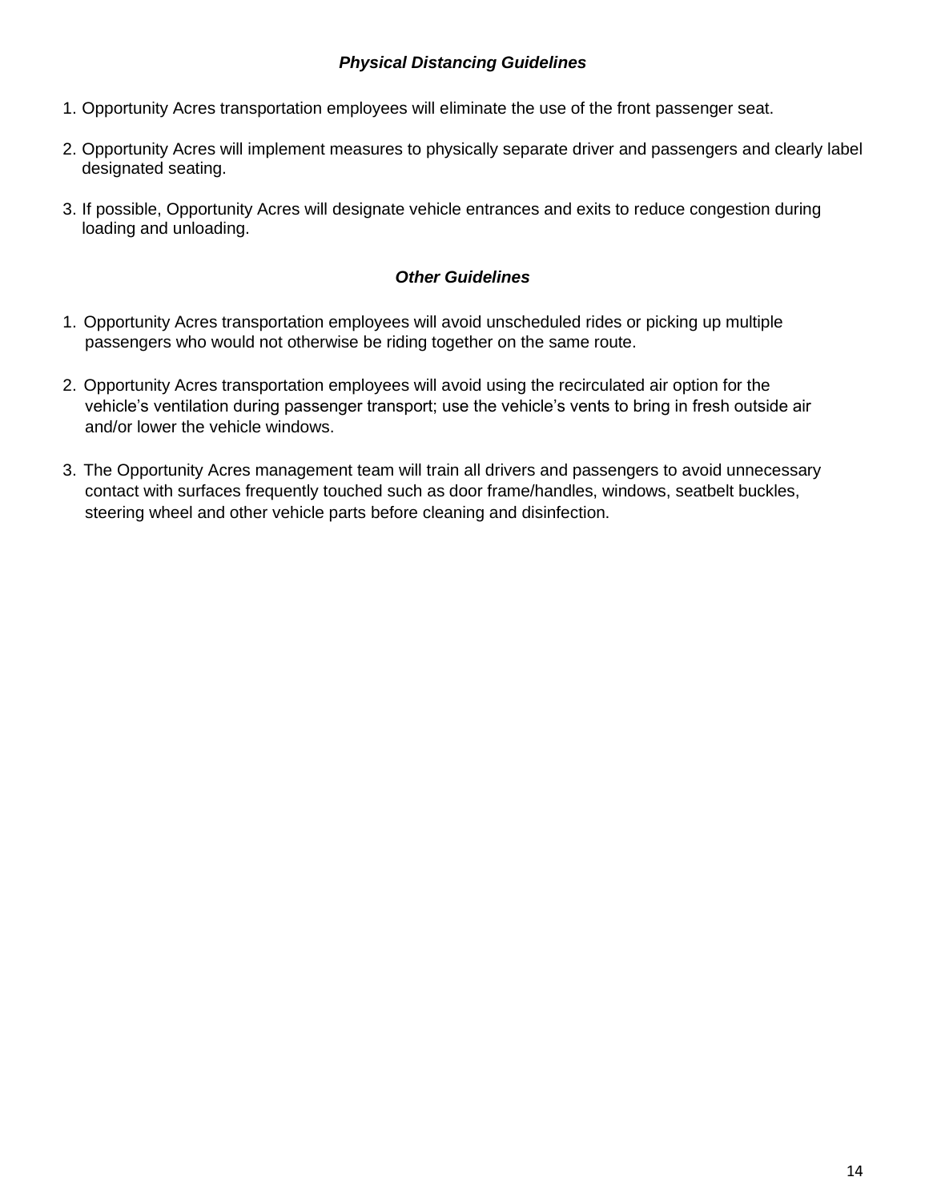***Physical Distancing Guidelines***

1. Opportunity Acres transportation employees will eliminate the use of the front passenger seat.

2. Opportunity Acres will implement measures to physically separate driver and passengers and clearly label designated seating.

3. If possible, Opportunity Acres will designate vehicle entrances and exits to reduce congestion during loading and unloading.

***Other Guidelines***

1. Opportunity Acres transportation employees will avoid unscheduled rides or picking up multiple passengers who would not otherwise be riding together on the same route.

2. Opportunity Acres transportation employees will avoid using the recirculated air option for the vehicle's ventilation during passenger transport; use the vehicle's vents to bring in fresh outside air and/or lower the vehicle windows.

3. The Opportunity Acres management team will train all drivers and passengers to avoid unnecessary contact with surfaces frequently touched such as door frame/handles, windows, seatbelt buckles, steering wheel and other vehicle parts before cleaning and disinfection.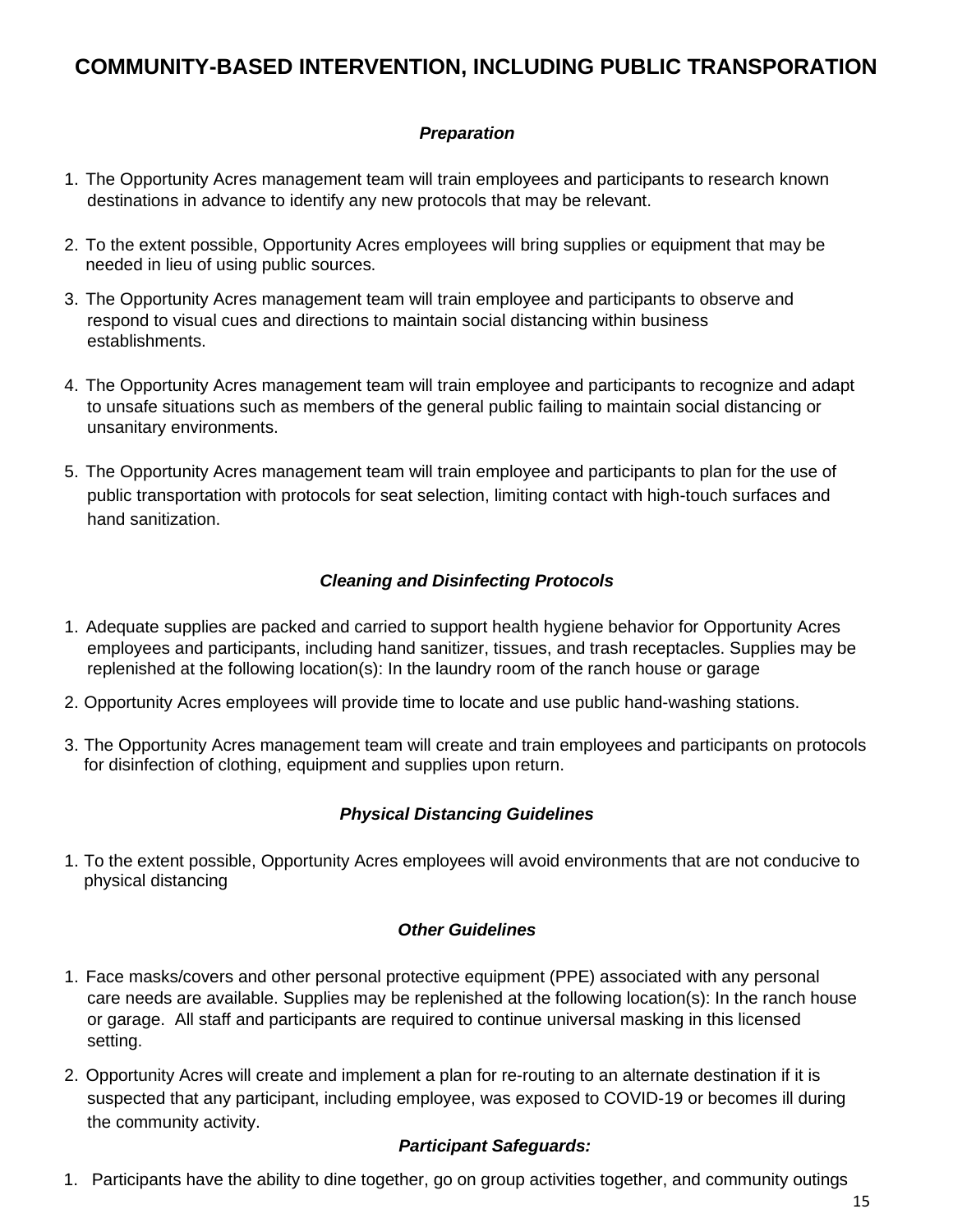## COMMUNITY-BASED INTERVENTION, INCLUDING PUBLIC TRANSPORATION

***Preparation***

1. The Opportunity Acres management team will train employees and participants to research known destinations in advance to identify any new protocols that may be relevant.
2. To the extent possible, Opportunity Acres employees will bring supplies or equipment that may be needed in lieu of using public sources.
3. The Opportunity Acres management team will train employee and participants to observe and respond to visual cues and directions to maintain social distancing within business establishments.
4. The Opportunity Acres management team will train employee and participants to recognize and adapt to unsafe situations such as members of the general public failing to maintain social distancing or unsanitary environments.
5. The Opportunity Acres management team will train employee and participants to plan for the use of public transportation with protocols for seat selection, limiting contact with high-touch surfaces and hand sanitization.

***Cleaning and Disinfecting Protocols***

1. Adequate supplies are packed and carried to support health hygiene behavior for Opportunity Acres employees and participants, including hand sanitizer, tissues, and trash receptacles. Supplies may be replenished at the following location(s): In the laundry room of the ranch house or garage
2. Opportunity Acres employees will provide time to locate and use public hand-washing stations.
3. The Opportunity Acres management team will create and train employees and participants on protocols for disinfection of clothing, equipment and supplies upon return.

***Physical Distancing Guidelines***

1. To the extent possible, Opportunity Acres employees will avoid environments that are not conducive to physical distancing

***Other Guidelines***

1. Face masks/covers and other personal protective equipment (PPE) associated with any personal care needs are available. Supplies may be replenished at the following location(s): In the ranch house or garage. All staff and participants are required to continue universal masking in this licensed setting.
2. Opportunity Acres will create and implement a plan for re-routing to an alternate destination if it is suspected that any participant, including employee, was exposed to COVID-19 or becomes ill during the community activity.

***Participant Safeguards:***

1. Participants have the ability to dine together, go on group activities together, and community outings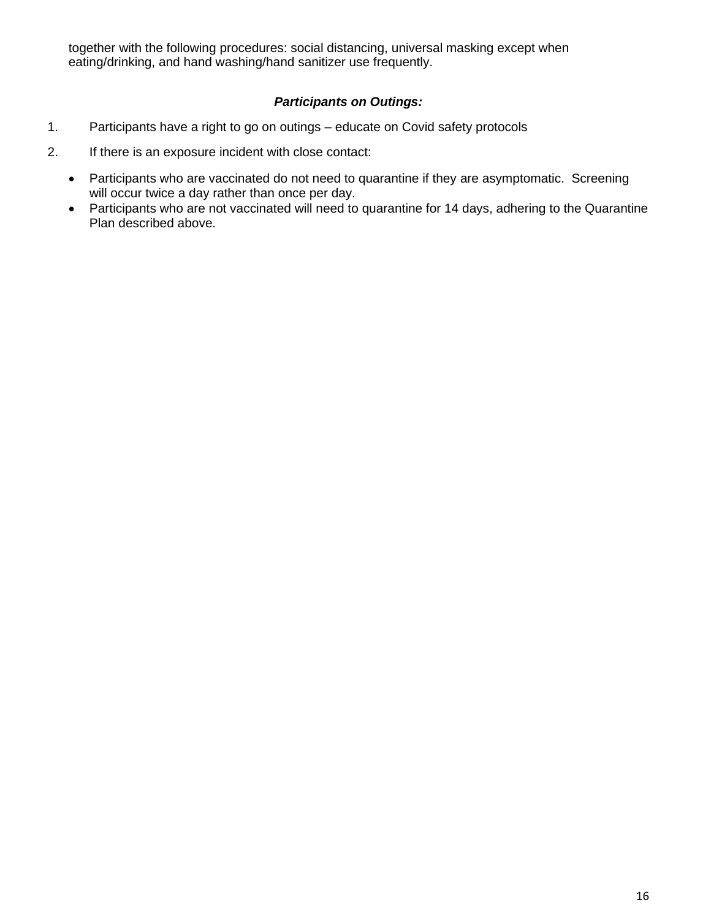together with the following procedures: social distancing, universal masking except when eating/drinking, and hand washing/hand sanitizer use frequently.

***Participants on Outings:***

1. Participants have a right to go on outings – educate on Covid safety protocols
2. If there is an exposure incident with close contact:

- Participants who are vaccinated do not need to quarantine if they are asymptomatic. Screening will occur twice a day rather than once per day.
- Participants who are not vaccinated will need to quarantine for 14 days, adhering to the Quarantine Plan described above.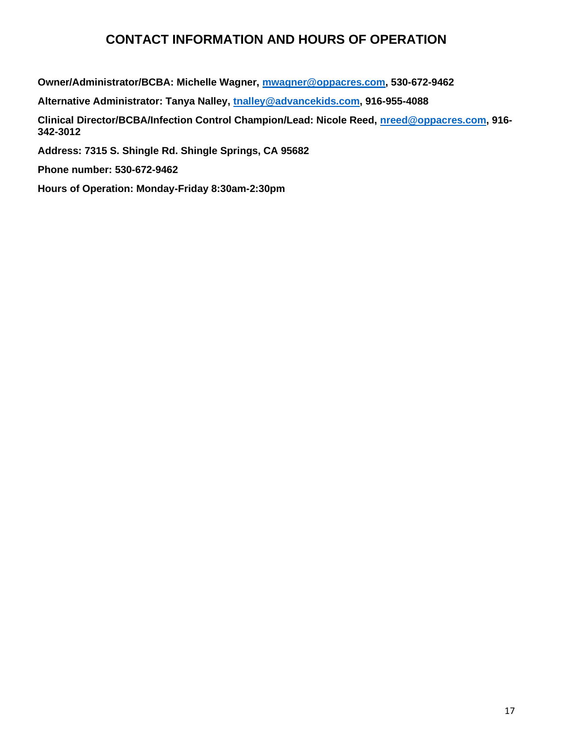# CONTACT INFORMATION AND HOURS OF OPERATION

**Owner/Administrator/BCBA: Michelle Wagner, mwagner@oppacres.com, 530-672-9462**

**Alternative Administrator: Tanya Nalley, tnalley@advancekids.com, 916-955-4088**

**Clinical Director/BCBA/Infection Control Champion/Lead: Nicole Reed, nreed@oppacres.com, 916-342-3012**

**Address: 7315 S. Shingle Rd. Shingle Springs, CA 95682**

**Phone number: 530-672-9462**

**Hours of Operation: Monday-Friday 8:30am-2:30pm**